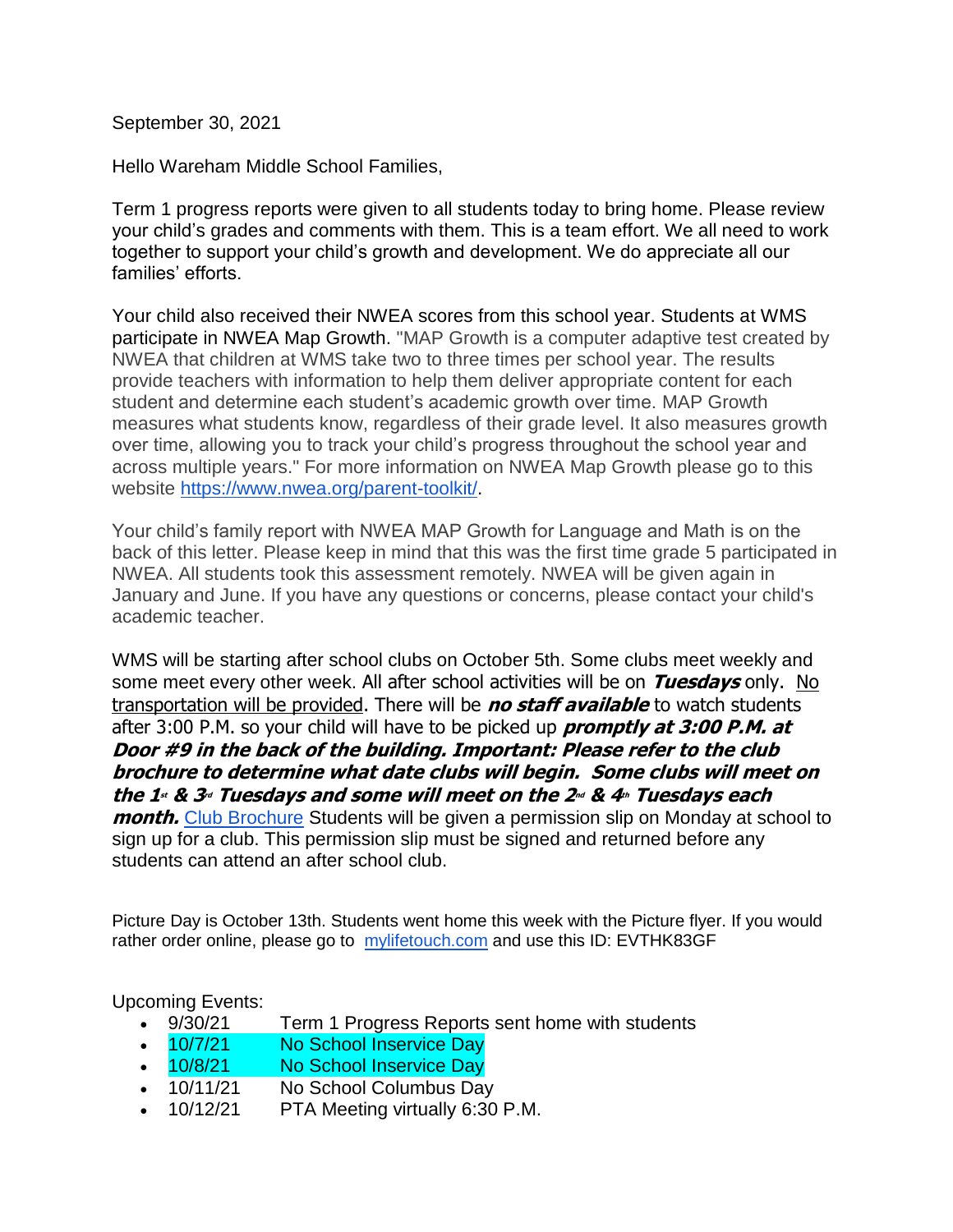September 30, 2021

Hello Wareham Middle School Families,

Term 1 progress reports were given to all students today to bring home. Please review your child's grades and comments with them. This is a team effort. We all need to work together to support your child's growth and development. We do appreciate all our families' efforts.

Your child also received their NWEA scores from this school year. Students at WMS participate in NWEA Map Growth. "MAP Growth is a computer adaptive test created by NWEA that children at WMS take two to three times per school year. The results provide teachers with information to help them deliver appropriate content for each student and determine each student's academic growth over time. MAP Growth measures what students know, regardless of their grade level. It also measures growth over time, allowing you to track your child's progress throughout the school year and across multiple years." For more information on NWEA Map Growth please go to this website https://www.nwea.org/parent-toolkit/.

Your child's family report with NWEA MAP Growth for Language and Math is on the back of this letter. Please keep in mind that this was the first time grade 5 participated in NWEA. All students took this assessment remotely. NWEA will be given again in January and June. If you have any questions or concerns, please contact your child's academic teacher.

WMS will be starting after school clubs on October 5th. Some clubs meet weekly and some meet every other week. All after school activities will be on ***Tuesdays*** only. No transportation will be provided. There will be ***no staff available*** to watch students after 3:00 P.M. so your child will have to be picked up ***promptly at 3:00 P.M. at Door #9 in the back of the building. Important: Please refer to the club brochure to determine what date clubs will begin. Some clubs will meet on the 1st & 3rd Tuesdays and some will meet on the 2nd & 4th Tuesdays each month.*** Club Brochure Students will be given a permission slip on Monday at school to sign up for a club. This permission slip must be signed and returned before any students can attend an after school club.

Picture Day is October 13th. Students went home this week with the Picture flyer. If you would rather order online, please go to mylifetouch.com and use this ID: EVTHK83GF

Upcoming Events:

- 9/30/21 Term 1 Progress Reports sent home with students
- 10/7/21 No School Inservice Day
- 10/8/21 No School Inservice Day
- 10/11/21 No School Columbus Day
- 10/12/21 PTA Meeting virtually 6:30 P.M.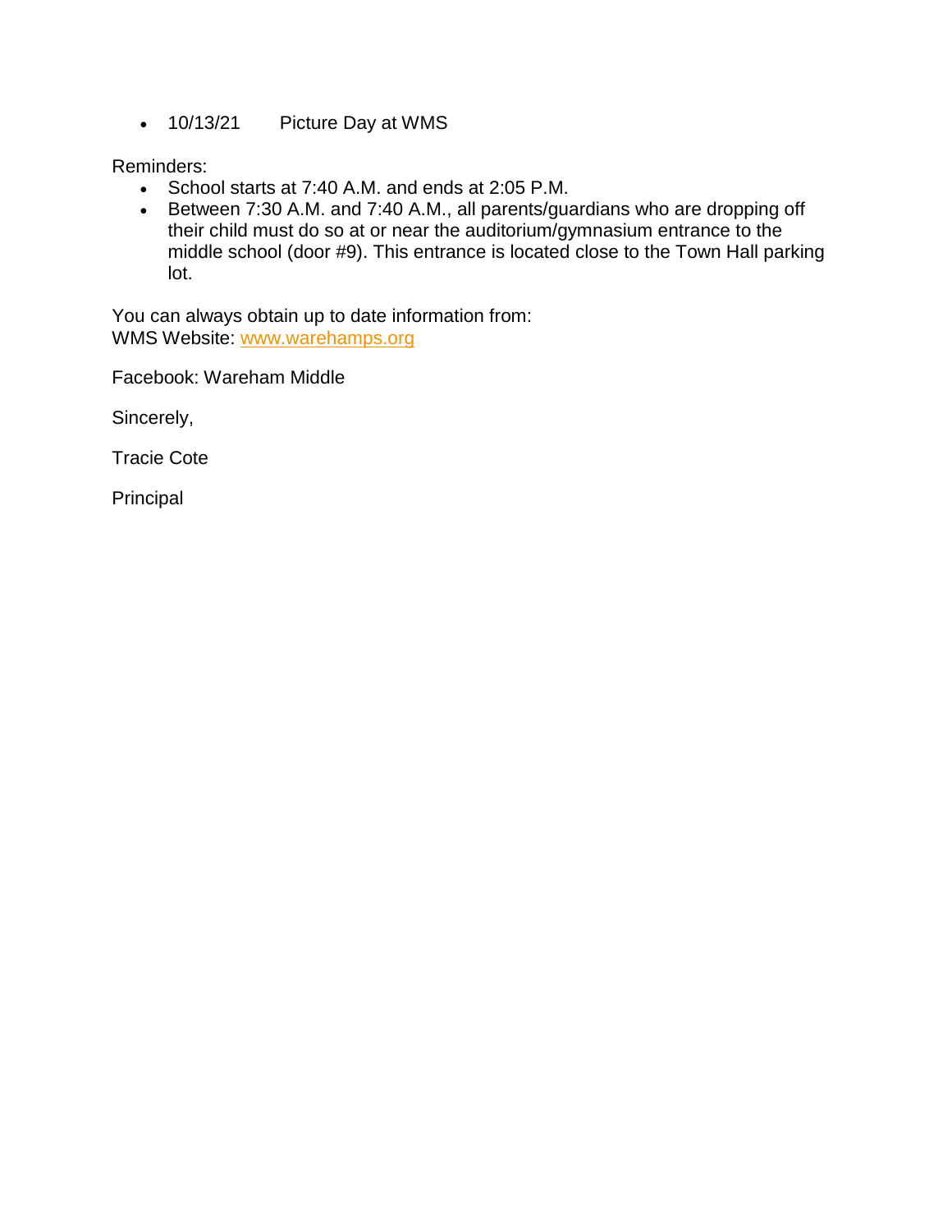- 10/13/21 Picture Day at WMS

Reminders:

- School starts at 7:40 A.M. and ends at 2:05 P.M.
- Between 7:30 A.M. and 7:40 A.M., all parents/guardians who are dropping off their child must do so at or near the auditorium/gymnasium entrance to the middle school (door #9). This entrance is located close to the Town Hall parking lot.

You can always obtain up to date information from:
WMS Website: [www.warehamps.org](http://www.warehamps.org)

Facebook: Wareham Middle

Sincerely,

Tracie Cote

Principal